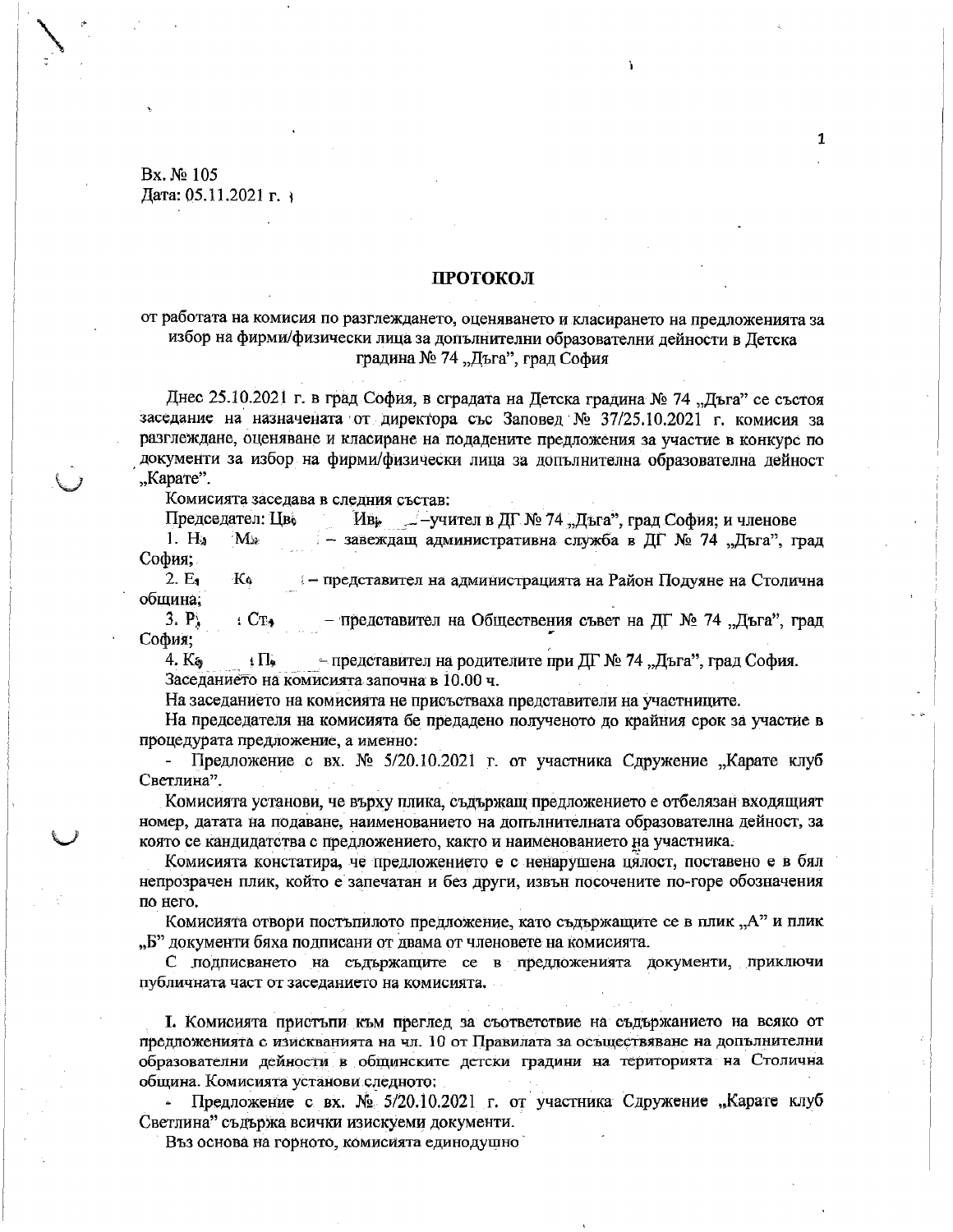Вх. № 105
Дата: 05.11.2021 г.

## ПРОТОКОЛ

от работата на комисия по разглеждането, оценяването и класирането на предложенията за избор на фирми/физически лица за допълнителни образователни дейности в Детска градина № 74 „Дъга", град София

Днес 25.10.2021 г. в град София, в сградата на Детска градина № 74 „Дъга" се състоя заседание на назначената от директора със Заповед № 37/25.10.2021 г. комисия за разглеждане, оценяване и класиране на подадените предложения за участие в конкурс по документи за избор на фирми/физически лица за допълнителна образователна дейност „Карате".

Комисията заседава в следния състав:

Председател: Цв. Ив. – учител в ДГ № 74 „Дъга", град София; и членове

1. Н. М. – завеждащ административна служба в ДГ № 74 „Дъга", град София;

2. Е. К. – представител на администрацията на Район Подуяне на Столична община;

3. Р. Ст. – представител на Обществения съвет на ДГ № 74 „Дъга", град София;

4. К. П. – представител на родителите при ДГ № 74 „Дъга", град София.

Заседанието на комисията започна в 10.00 ч.

На заседанието на комисията не присъстваха представители на участниците.

На председателя на комисията бе предадено полученото до крайния срок за участие в процедурата предложение, а именно:

- Предложение с вх. № 5/20.10.2021 г. от участника Сдружение „Карате клуб Светлина".

Комисията установи, че върху плика, съдържащ предложението е отбелязан входящият номер, датата на подаване, наименованието на допълнителната образователна дейност, за която се кандидатства с предложението, както и наименованието на участника.

Комисията констатира, че предложението е с ненарушена цялост, поставено е в бял непрозрачен плик, който е запечатан и без други, извън посочените по-горе обозначения по него.

Комисията отвори постъпилото предложение, като съдържащите се в плик „А" и плик „Б" документи бяха подписани от двама от членовете на комисията.

С подписването на съдържащите се в предложенията документи, приключи публичната част от заседанието на комисията.

**I.** Комисията пристъпи към преглед за съответствие на съдържанието на всяко от предложенията с изискванията на чл. 10 от Правилата за осъществяване на допълнителни образователни дейности в общинските детски градини на територията на Столична община. Комисията установи следното:

- Предложение с вх. № 5/20.10.2021 г. от участника Сдружение „Карате клуб Светлина" съдържа всички изискуеми документи.

Въз основа на горното, комисията единодушно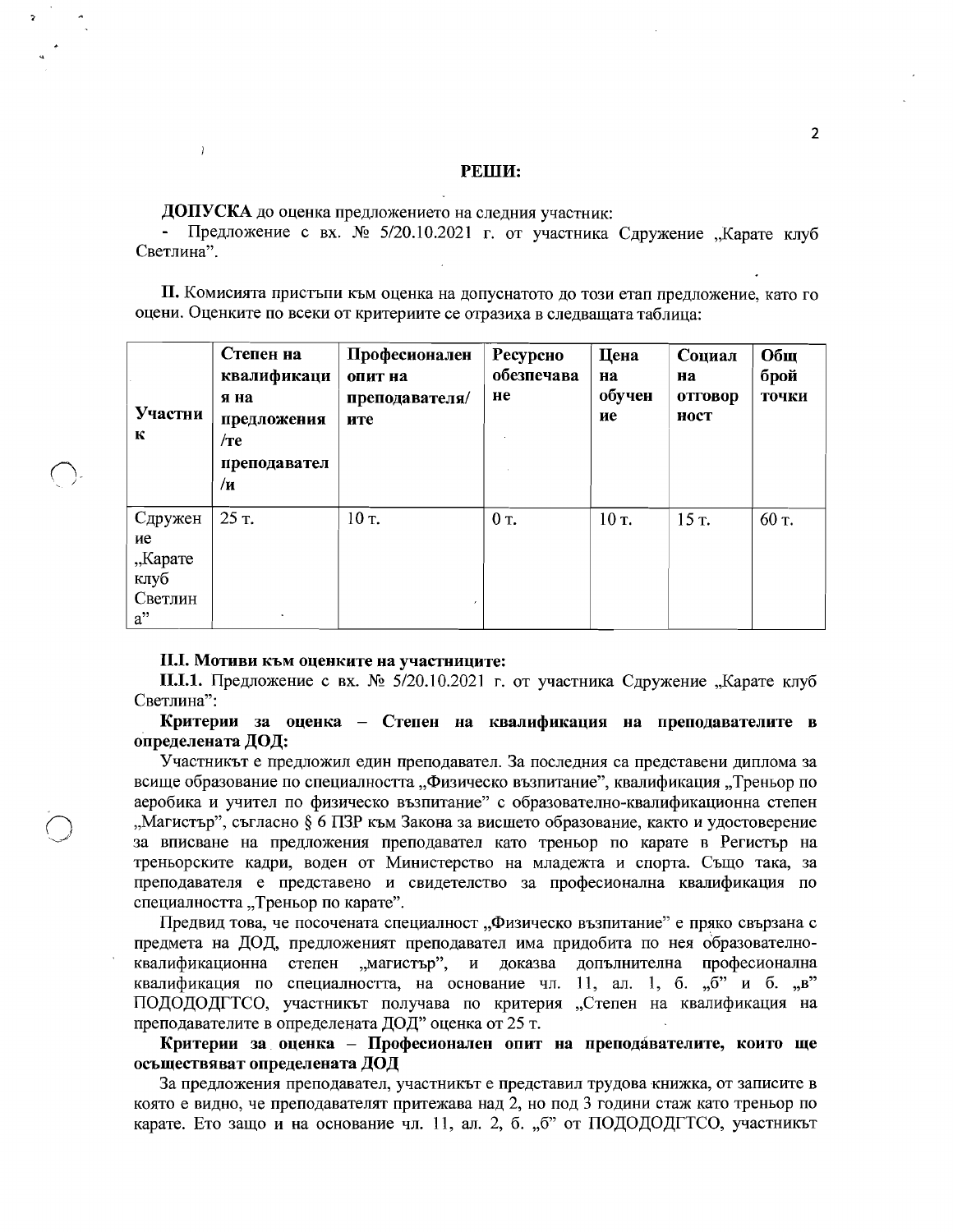**РЕШИ:**

**ДОПУСКА** до оценка предложението на следния участник:

- Предложение с вх. № 5/20.10.2021 г. от участника Сдружение „Карате клуб Светлина".

**II.** Комисията пристъпи към оценка на допуснатото до този етап предложение, като го оцени. Оценките по всеки от критериите се отразиха в следващата таблица:

| Участник | Степен на квалификация на предложения/те преподавател/и | Професионален опит на преподавателя/ите | Ресурсно обезпечаване | Цена на обучение | Социална отговорност | Общ брой точки |
|---|---|---|---|---|---|---|
| Сдружение „Карате клуб Светлина" | 25 т. | 10 т. | 0 т. | 10 т. | 15 т. | 60 т. |

**II.I. Мотиви към оценките на участниците:**

**II.I.1.** Предложение с вх. № 5/20.10.2021 г. от участника Сдружение „Карате клуб Светлина":

**Критерии за оценка – Степен на квалификация на преподавателите в определената ДОД:**

Участникът е предложил един преподавател. За последния са представени диплома за всище образование по специалността „Физическо възпитание", квалификация „Треньор по аеробика и учител по физическо възпитание" с образователно-квалификационна степен „Магистър", съгласно § 6 ПЗР към Закона за висшето образование, както и удостоверение за вписване на предложения преподавател като треньор по карате в Регистър на треньорските кадри, воден от Министерство на младежта и спорта. Също така, за преподавателя е представено и свидетелство за професионална квалификация по специалността „Треньор по карате".

Предвид това, че посочената специалност „Физическо възпитание" е пряко свързана с предмета на ДОД, предложеният преподавател има придобита по нея образователно-квалификационна степен „магистър", и доказва допълнителна професионална квалификация по специалността, на основание чл. 11, ал. 1, б. „б" и б. „в" ПОДОДОДГТСО, участникът получава по критерия „Степен на квалификация на преподавателите в определената ДОД" оценка от 25 т.

**Критерии за оценка – Професионален опит на преподавателите, които ще осъществяват определената ДОД**

За предложения преподавател, участникът е представил трудова книжка, от записите в която е видно, че преподавателят притежава над 2, но под 3 години стаж като треньор по карате. Ето защо и на основание чл. 11, ал. 2, б. „б" от ПОДОДОДГТСО, участникът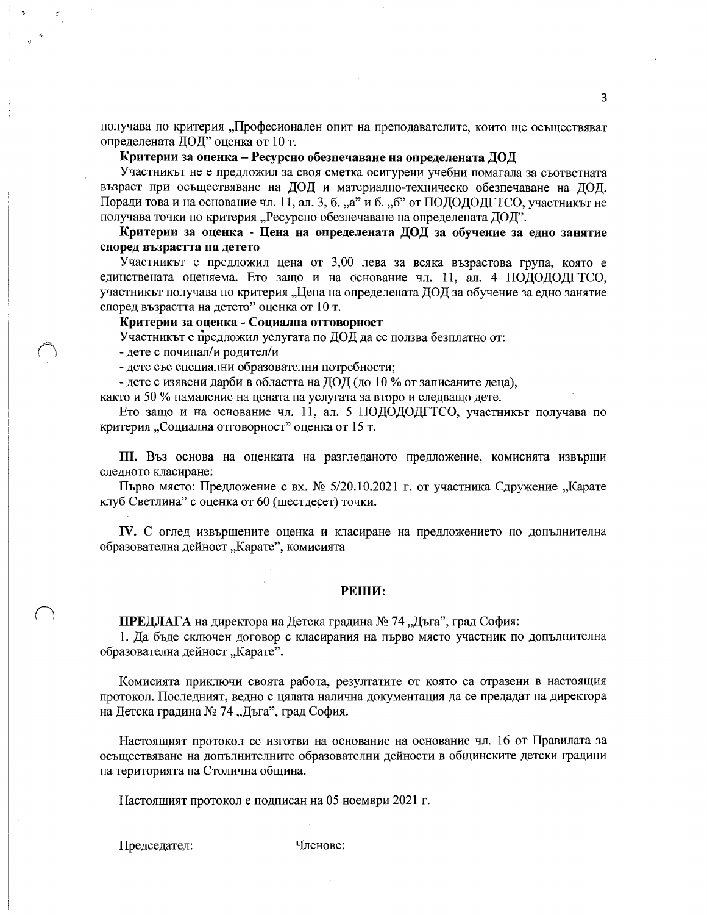получава по критерия „Професионален опит на преподавателите, които ще осъществяват определената ДОД" оценка от 10 т.

**Критерии за оценка – Ресурсно обезпечаване на определената ДОД**

Участникът не е предложил за своя сметка осигурени учебни помагала за съответната възраст при осъществяване на ДОД и материално-техническо обезпечаване на ДОД. Поради това и на основание чл. 11, ал. 3, б. „а" и б. „б" от ПОДОДОДГТСО, участникът не получава точки по критерия „Ресурсно обезпечаване на определената ДОД".

**Критерии за оценка - Цена на определената ДОД за обучение за едно занятие според възрастта на детето**

Участникът е предложил цена от 3,00 лева за всяка възрастова група, която е единствената оценяема. Ето защо и на основание чл. 11, ал. 4 ПОДОДОДГТСО, участникът получава по критерия „Цена на определената ДОД за обучение за едно занятие според възрастта на детето" оценка от 10 т.

**Критерии за оценка - Социална отговорност**

Участникът е предложил услугата по ДОД да се ползва безплатно от:

- дете с починал/и родител/и
- дете със специални образователни потребности;
- дете с изявени дарби в областта на ДОД (до 10 % от записаните деца),

както и 50 % намаление на цената на услугата за второ и следващо дете.

Ето защо и на основание чл. 11, ал. 5 ПОДОДОДГТСО, участникът получава по критерия „Социална отговорност" оценка от 15 т.

**III.** Въз основа на оценката на разгледаното предложение, комисията извърши следното класиране:

Първо място: Предложение с вх. № 5/20.10.2021 г. от участника Сдружение „Карате клуб Светлина" с оценка от 60 (шестдесет) точки.

**IV.** С оглед извършените оценка и класиране на предложението по допълнителна образователна дейност „Карате", комисията

**РЕШИ:**

**ПРЕДЛАГА** на директора на Детска градина № 74 „Дъга", град София:

1. Да бъде сключен договор с класирания на първо място участник по допълнителна образователна дейност „Карате".

Комисията приключи своята работа, резултатите от която са отразени в настоящия протокол. Последният, ведно с цялата налична документация да се предадат на директора на Детска градина № 74 „Дъга", град София.

Настоящият протокол се изготви на основание на основание чл. 16 от Правилата за осъществяване на допълнителните образователни дейности в общинските детски градини на територията на Столична община.

Настоящият протокол е подписан на 05 ноември 2021 г.

Председател: Членове: